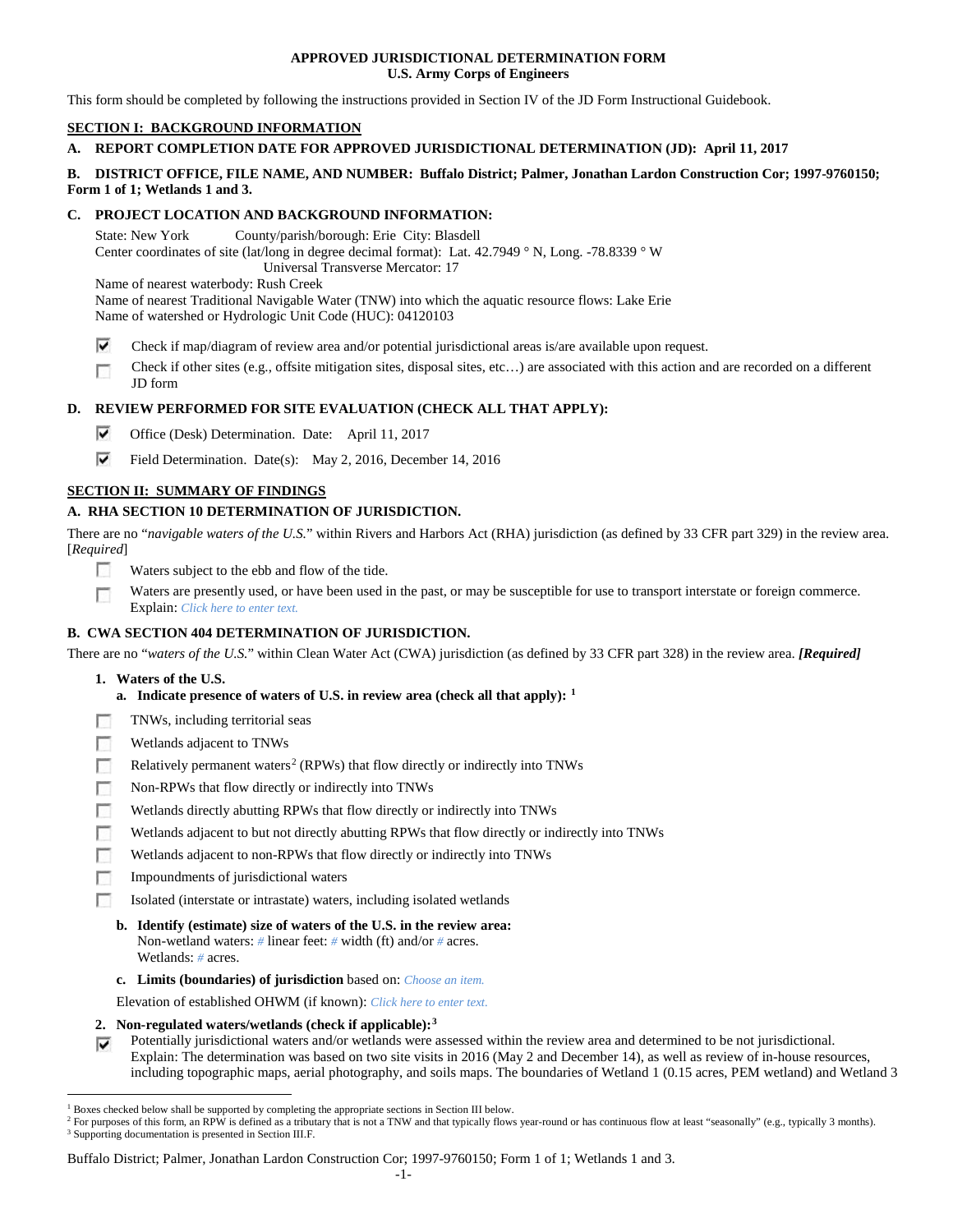# APPROVED JURISDICTIONAL DETERMINATION FORM
## U.S. Army Corps of Engineers

This form should be completed by following the instructions provided in Section IV of the JD Form Instructional Guidebook.

## SECTION I: BACKGROUND INFORMATION

**A. REPORT COMPLETION DATE FOR APPROVED JURISDICTIONAL DETERMINATION (JD): April 11, 2017**

**B. DISTRICT OFFICE, FILE NAME, AND NUMBER: Buffalo District; Palmer, Jonathan Lardon Construction Cor; 1997-9760150; Form 1 of 1; Wetlands 1 and 3.**

**C. PROJECT LOCATION AND BACKGROUND INFORMATION:**

State: New York County/parish/borough: Erie City: Blasdell
Center coordinates of site (lat/long in degree decimal format): Lat. 42.7949 ° N, Long. -78.8339 ° W
Universal Transverse Mercator: 17
Name of nearest waterbody: Rush Creek
Name of nearest Traditional Navigable Water (TNW) into which the aquatic resource flows: Lake Erie
Name of watershed or Hydrologic Unit Code (HUC): 04120103

- ☑ Check if map/diagram of review area and/or potential jurisdictional areas is/are available upon request.
- ☐ Check if other sites (e.g., offsite mitigation sites, disposal sites, etc…) are associated with this action and are recorded on a different JD form

**D. REVIEW PERFORMED FOR SITE EVALUATION (CHECK ALL THAT APPLY):**

- ☑ Office (Desk) Determination. Date: April 11, 2017
- ☑ Field Determination. Date(s): May 2, 2016, December 14, 2016

## SECTION II: SUMMARY OF FINDINGS

**A. RHA SECTION 10 DETERMINATION OF JURISDICTION.**

There are no "*navigable waters of the U.S.*" within Rivers and Harbors Act (RHA) jurisdiction (as defined by 33 CFR part 329) in the review area. [*Required*]

- ☐ Waters subject to the ebb and flow of the tide.
- ☐ Waters are presently used, or have been used in the past, or may be susceptible for use to transport interstate or foreign commerce. Explain: *Click here to enter text.*

**B. CWA SECTION 404 DETERMINATION OF JURISDICTION.**

There are no "*waters of the U.S.*" within Clean Water Act (CWA) jurisdiction (as defined by 33 CFR part 328) in the review area. ***[Required]***

**1. Waters of the U.S.**

**a. Indicate presence of waters of U.S. in review area (check all that apply): [1]**

- ☐ TNWs, including territorial seas
- ☐ Wetlands adjacent to TNWs
- ☐ Relatively permanent waters[2] (RPWs) that flow directly or indirectly into TNWs
- ☐ Non-RPWs that flow directly or indirectly into TNWs
- ☐ Wetlands directly abutting RPWs that flow directly or indirectly into TNWs
- ☐ Wetlands adjacent to but not directly abutting RPWs that flow directly or indirectly into TNWs
- ☐ Wetlands adjacent to non-RPWs that flow directly or indirectly into TNWs
- ☐ Impoundments of jurisdictional waters
- ☐ Isolated (interstate or intrastate) waters, including isolated wetlands

**b. Identify (estimate) size of waters of the U.S. in the review area:**
Non-wetland waters: *#* linear feet: *#* width (ft) and/or *#* acres.
Wetlands: *#* acres.

**c. Limits (boundaries) of jurisdiction** based on: *Choose an item.*

Elevation of established OHWM (if known): *Click here to enter text.*

**2. Non-regulated waters/wetlands (check if applicable):[3]**

- ☑ Potentially jurisdictional waters and/or wetlands were assessed within the review area and determined to be not jurisdictional. Explain: The determination was based on two site visits in 2016 (May 2 and December 14), as well as review of in-house resources, including topographic maps, aerial photography, and soils maps. The boundaries of Wetland 1 (0.15 acres, PEM wetland) and Wetland 3

---

[1] Boxes checked below shall be supported by completing the appropriate sections in Section III below.
[2] For purposes of this form, an RPW is defined as a tributary that is not a TNW and that typically flows year-round or has continuous flow at least "seasonally" (e.g., typically 3 months).
[3] Supporting documentation is presented in Section III.F.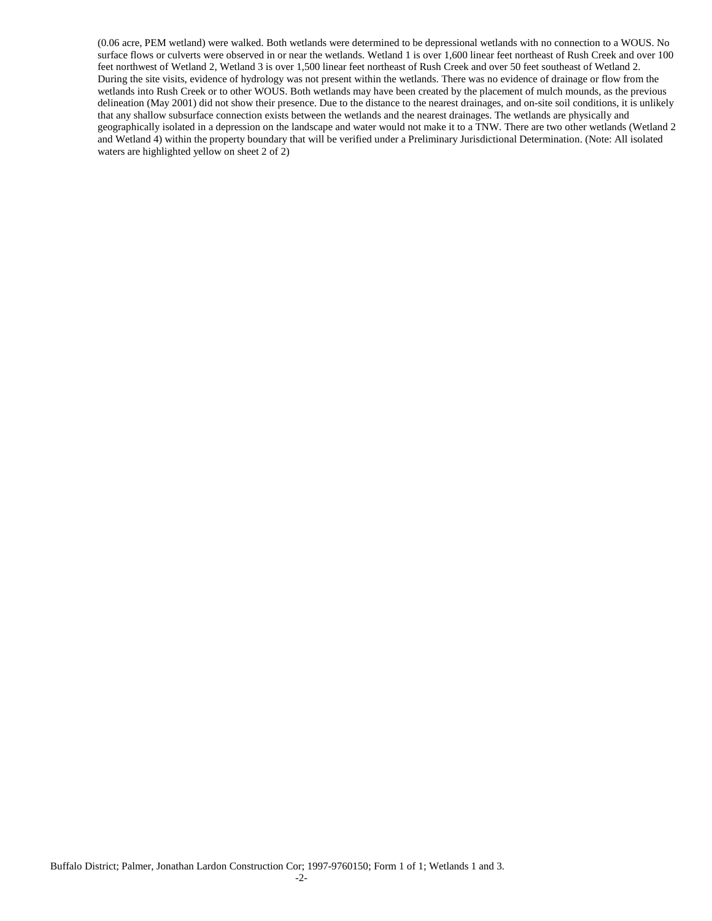(0.06 acre, PEM wetland) were walked. Both wetlands were determined to be depressional wetlands with no connection to a WOUS. No surface flows or culverts were observed in or near the wetlands. Wetland 1 is over 1,600 linear feet northeast of Rush Creek and over 100 feet northwest of Wetland 2, Wetland 3 is over 1,500 linear feet northeast of Rush Creek and over 50 feet southeast of Wetland 2. During the site visits, evidence of hydrology was not present within the wetlands. There was no evidence of drainage or flow from the wetlands into Rush Creek or to other WOUS. Both wetlands may have been created by the placement of mulch mounds, as the previous delineation (May 2001) did not show their presence. Due to the distance to the nearest drainages, and on-site soil conditions, it is unlikely that any shallow subsurface connection exists between the wetlands and the nearest drainages. The wetlands are physically and geographically isolated in a depression on the landscape and water would not make it to a TNW. There are two other wetlands (Wetland 2 and Wetland 4) within the property boundary that will be verified under a Preliminary Jurisdictional Determination. (Note: All isolated waters are highlighted yellow on sheet 2 of 2)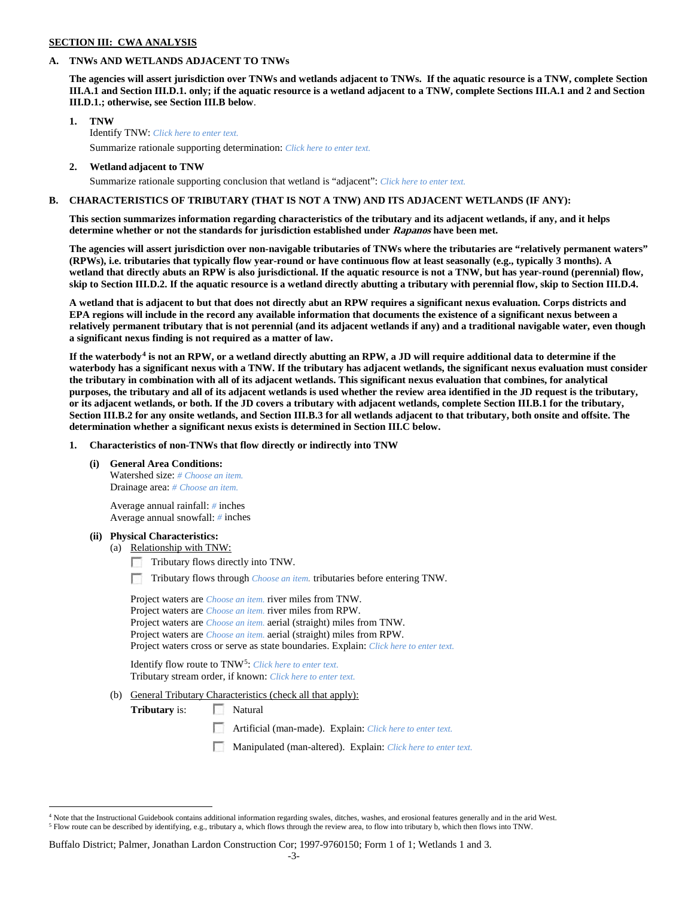**SECTION III: CWA ANALYSIS**

**A. TNWs AND WETLANDS ADJACENT TO TNWs**

**The agencies will assert jurisdiction over TNWs and wetlands adjacent to TNWs. If the aquatic resource is a TNW, complete Section III.A.1 and Section III.D.1. only; if the aquatic resource is a wetland adjacent to a TNW, complete Sections III.A.1 and 2 and Section III.D.1.; otherwise, see Section III.B below**.

**1. TNW**

Identify TNW: *Click here to enter text.*

Summarize rationale supporting determination: *Click here to enter text.*

**2. Wetland adjacent to TNW**

Summarize rationale supporting conclusion that wetland is "adjacent": *Click here to enter text.*

**B. CHARACTERISTICS OF TRIBUTARY (THAT IS NOT A TNW) AND ITS ADJACENT WETLANDS (IF ANY):**

**This section summarizes information regarding characteristics of the tributary and its adjacent wetlands, if any, and it helps determine whether or not the standards for jurisdiction established under *Rapanos* have been met.**

**The agencies will assert jurisdiction over non-navigable tributaries of TNWs where the tributaries are "relatively permanent waters" (RPWs), i.e. tributaries that typically flow year-round or have continuous flow at least seasonally (e.g., typically 3 months). A wetland that directly abuts an RPW is also jurisdictional. If the aquatic resource is not a TNW, but has year-round (perennial) flow, skip to Section III.D.2. If the aquatic resource is a wetland directly abutting a tributary with perennial flow, skip to Section III.D.4.**

**A wetland that is adjacent to but that does not directly abut an RPW requires a significant nexus evaluation. Corps districts and EPA regions will include in the record any available information that documents the existence of a significant nexus between a relatively permanent tributary that is not perennial (and its adjacent wetlands if any) and a traditional navigable water, even though a significant nexus finding is not required as a matter of law.**

**If the waterbody[4] is not an RPW, or a wetland directly abutting an RPW, a JD will require additional data to determine if the waterbody has a significant nexus with a TNW. If the tributary has adjacent wetlands, the significant nexus evaluation must consider the tributary in combination with all of its adjacent wetlands. This significant nexus evaluation that combines, for analytical purposes, the tributary and all of its adjacent wetlands is used whether the review area identified in the JD request is the tributary, or its adjacent wetlands, or both. If the JD covers a tributary with adjacent wetlands, complete Section III.B.1 for the tributary, Section III.B.2 for any onsite wetlands, and Section III.B.3 for all wetlands adjacent to that tributary, both onsite and offsite. The determination whether a significant nexus exists is determined in Section III.C below.**

**1. Characteristics of non-TNWs that flow directly or indirectly into TNW**

**(i) General Area Conditions:**

Watershed size: *# Choose an item.*
Drainage area: *# Choose an item.*

Average annual rainfall: *#* inches
Average annual snowfall: *#* inches

**(ii) Physical Characteristics:**

(a) Relationship with TNW:

☐ Tributary flows directly into TNW.

☐ Tributary flows through *Choose an item.* tributaries before entering TNW.

Project waters are *Choose an item.* river miles from TNW.
Project waters are *Choose an item.* river miles from RPW.
Project waters are *Choose an item.* aerial (straight) miles from TNW.
Project waters are *Choose an item.* aerial (straight) miles from RPW.
Project waters cross or serve as state boundaries. Explain: *Click here to enter text.*

Identify flow route to TNW[5]: *Click here to enter text.*
Tributary stream order, if known: *Click here to enter text.*

(b) General Tributary Characteristics (check all that apply):

**Tributary** is: ☐ Natural

☐ Artificial (man-made). Explain: *Click here to enter text.*

☐ Manipulated (man-altered). Explain: *Click here to enter text.*

---

[4] Note that the Instructional Guidebook contains additional information regarding swales, ditches, washes, and erosional features generally and in the arid West.

[5] Flow route can be described by identifying, e.g., tributary a, which flows through the review area, to flow into tributary b, which then flows into TNW.

Buffalo District; Palmer, Jonathan Lardon Construction Cor; 1997-9760150; Form 1 of 1; Wetlands 1 and 3.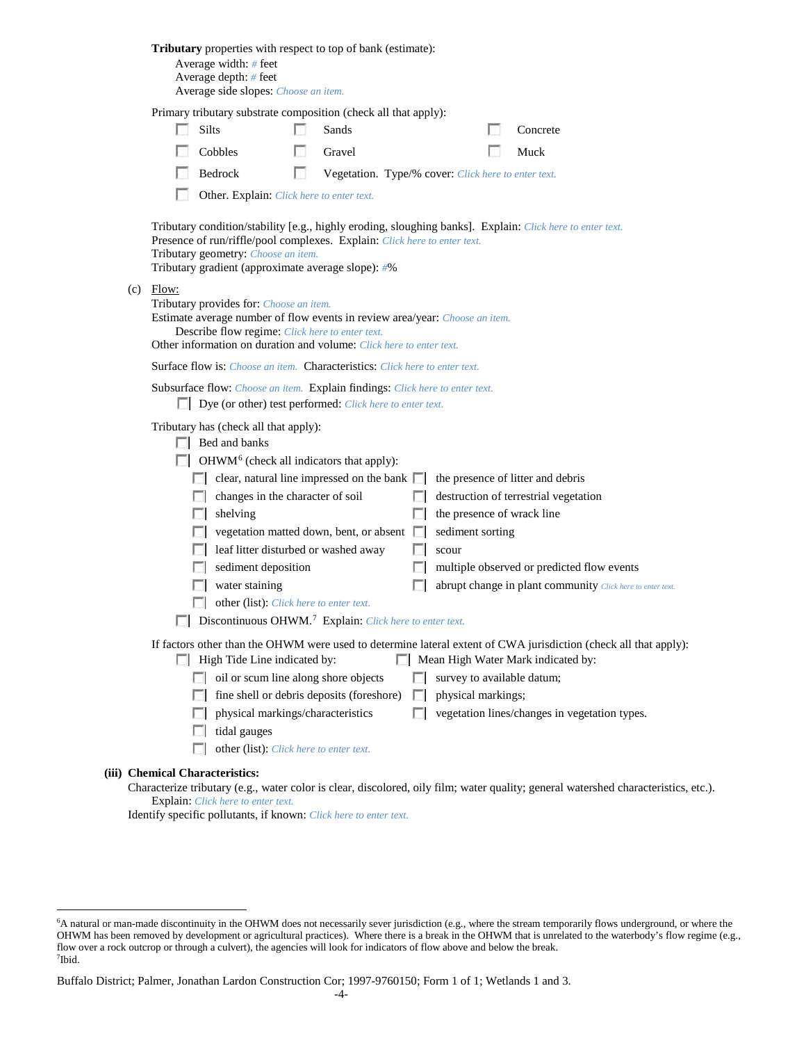**Tributary** properties with respect to top of bank (estimate):

Average width: # feet
Average depth: # feet
Average side slopes: *Choose an item.*

Primary tributary substrate composition (check all that apply):

- ☐ Silts
- ☐ Sands
- ☐ Concrete
- ☐ Cobbles
- ☐ Gravel
- ☐ Muck
- ☐ Bedrock
- ☐ Vegetation. Type/% cover: *Click here to enter text.*
- ☐ Other. Explain: *Click here to enter text.*

Tributary condition/stability [e.g., highly eroding, sloughing banks]. Explain: *Click here to enter text.*
Presence of run/riffle/pool complexes. Explain: *Click here to enter text.*
Tributary geometry: *Choose an item.*
Tributary gradient (approximate average slope): #%

(c) Flow:

Tributary provides for: *Choose an item.*
Estimate average number of flow events in review area/year: *Choose an item.*
Describe flow regime: *Click here to enter text.*
Other information on duration and volume: *Click here to enter text.*

Surface flow is: *Choose an item.* Characteristics: *Click here to enter text.*

Subsurface flow: *Choose an item.* Explain findings: *Click here to enter text.*
- ☐ Dye (or other) test performed: *Click here to enter text.*

Tributary has (check all that apply):

- ☐ Bed and banks
- ☐ OHWM[6] (check all indicators that apply):
  - ☐ clear, natural line impressed on the bank
  - ☐ the presence of litter and debris
  - ☐ changes in the character of soil
  - ☐ destruction of terrestrial vegetation
  - ☐ shelving
  - ☐ the presence of wrack line
  - ☐ vegetation matted down, bent, or absent
  - ☐ sediment sorting
  - ☐ leaf litter disturbed or washed away
  - ☐ scour
  - ☐ sediment deposition
  - ☐ multiple observed or predicted flow events
  - ☐ water staining
  - ☐ abrupt change in plant community *Click here to enter text.*
  - ☐ other (list): *Click here to enter text.*
- ☐ Discontinuous OHWM.[7] Explain: *Click here to enter text.*

If factors other than the OHWM were used to determine lateral extent of CWA jurisdiction (check all that apply):

- ☐ High Tide Line indicated by:
  - ☐ oil or scum line along shore objects
  - ☐ fine shell or debris deposits (foreshore)
  - ☐ physical markings/characteristics
  - ☐ tidal gauges
  - ☐ other (list): *Click here to enter text.*
- ☐ Mean High Water Mark indicated by:
  - ☐ survey to available datum;
  - ☐ physical markings;
  - ☐ vegetation lines/changes in vegetation types.

**(iii) Chemical Characteristics:**

Characterize tributary (e.g., water color is clear, discolored, oily film; water quality; general watershed characteristics, etc.).
Explain: *Click here to enter text.*
Identify specific pollutants, if known: *Click here to enter text.*

---

[6]A natural or man-made discontinuity in the OHWM does not necessarily sever jurisdiction (e.g., where the stream temporarily flows underground, or where the OHWM has been removed by development or agricultural practices). Where there is a break in the OHWM that is unrelated to the waterbody's flow regime (e.g., flow over a rock outcrop or through a culvert), the agencies will look for indicators of flow above and below the break.
[7]Ibid.

Buffalo District; Palmer, Jonathan Lardon Construction Cor; 1997-9760150; Form 1 of 1; Wetlands 1 and 3.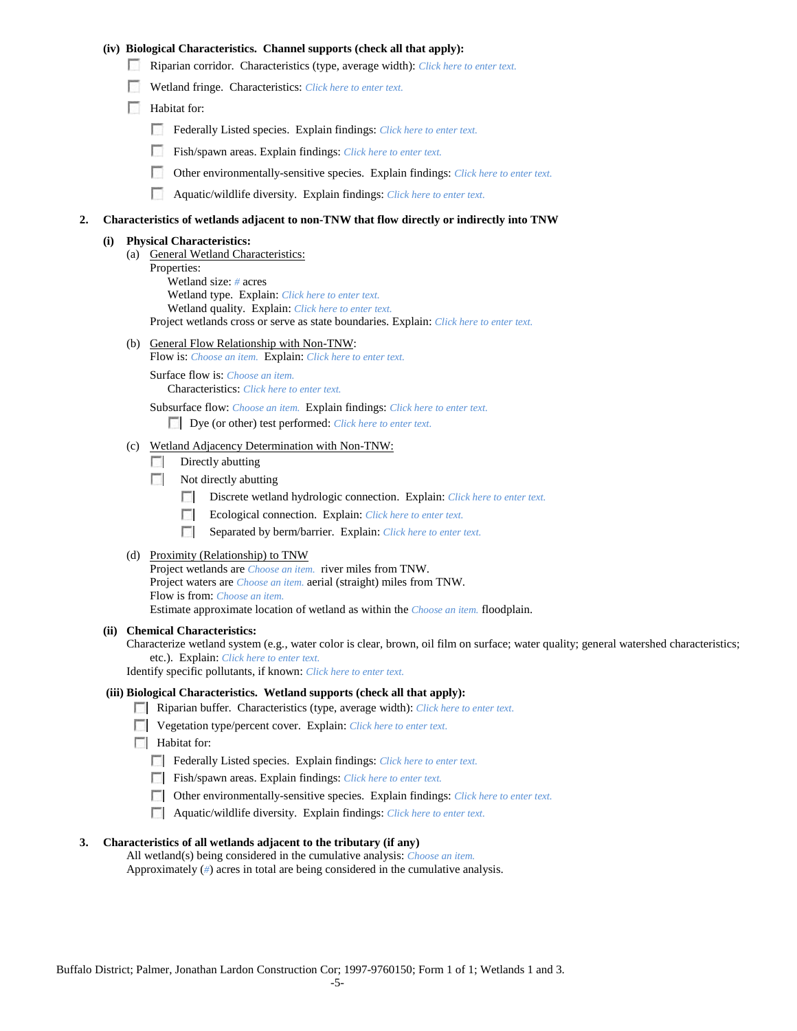**(iv) Biological Characteristics. Channel supports (check all that apply):**

- ☐ Riparian corridor. Characteristics (type, average width): *Click here to enter text.*
- ☐ Wetland fringe. Characteristics: *Click here to enter text.*
- ☐ Habitat for:
  - ☐ Federally Listed species. Explain findings: *Click here to enter text.*
  - ☐ Fish/spawn areas. Explain findings: *Click here to enter text.*
  - ☐ Other environmentally-sensitive species. Explain findings: *Click here to enter text.*
  - ☐ Aquatic/wildlife diversity. Explain findings: *Click here to enter text.*

**2. Characteristics of wetlands adjacent to non-TNW that flow directly or indirectly into TNW**

**(i) Physical Characteristics:**

(a) General Wetland Characteristics:

Properties:

Wetland size: *#* acres

Wetland type. Explain: *Click here to enter text.*

Wetland quality. Explain: *Click here to enter text.*

Project wetlands cross or serve as state boundaries. Explain: *Click here to enter text.*

(b) General Flow Relationship with Non-TNW:

Flow is: *Choose an item.* Explain: *Click here to enter text.*

Surface flow is: *Choose an item.*

Characteristics: *Click here to enter text.*

Subsurface flow: *Choose an item.* Explain findings: *Click here to enter text.*

☐ Dye (or other) test performed: *Click here to enter text.*

(c) Wetland Adjacency Determination with Non-TNW:

- ☐ Directly abutting
- ☐ Not directly abutting
  - ☐ Discrete wetland hydrologic connection. Explain: *Click here to enter text.*
  - ☐ Ecological connection. Explain: *Click here to enter text.*
  - ☐ Separated by berm/barrier. Explain: *Click here to enter text.*

(d) Proximity (Relationship) to TNW

Project wetlands are *Choose an item.* river miles from TNW.

Project waters are *Choose an item.* aerial (straight) miles from TNW.

Flow is from: *Choose an item.*

Estimate approximate location of wetland as within the *Choose an item.* floodplain.

**(ii) Chemical Characteristics:**

Characterize wetland system (e.g., water color is clear, brown, oil film on surface; water quality; general watershed characteristics; etc.). Explain: *Click here to enter text.*

Identify specific pollutants, if known: *Click here to enter text.*

**(iii) Biological Characteristics. Wetland supports (check all that apply):**

- ☐ Riparian buffer. Characteristics (type, average width): *Click here to enter text.*
- ☐ Vegetation type/percent cover. Explain: *Click here to enter text.*
- ☐ Habitat for:
  - ☐ Federally Listed species. Explain findings: *Click here to enter text.*
  - ☐ Fish/spawn areas. Explain findings: *Click here to enter text.*
  - ☐ Other environmentally-sensitive species. Explain findings: *Click here to enter text.*
  - ☐ Aquatic/wildlife diversity. Explain findings: *Click here to enter text.*

**3. Characteristics of all wetlands adjacent to the tributary (if any)**

All wetland(s) being considered in the cumulative analysis: *Choose an item.*

Approximately (*#*) acres in total are being considered in the cumulative analysis.

Buffalo District; Palmer, Jonathan Lardon Construction Cor; 1997-9760150; Form 1 of 1; Wetlands 1 and 3.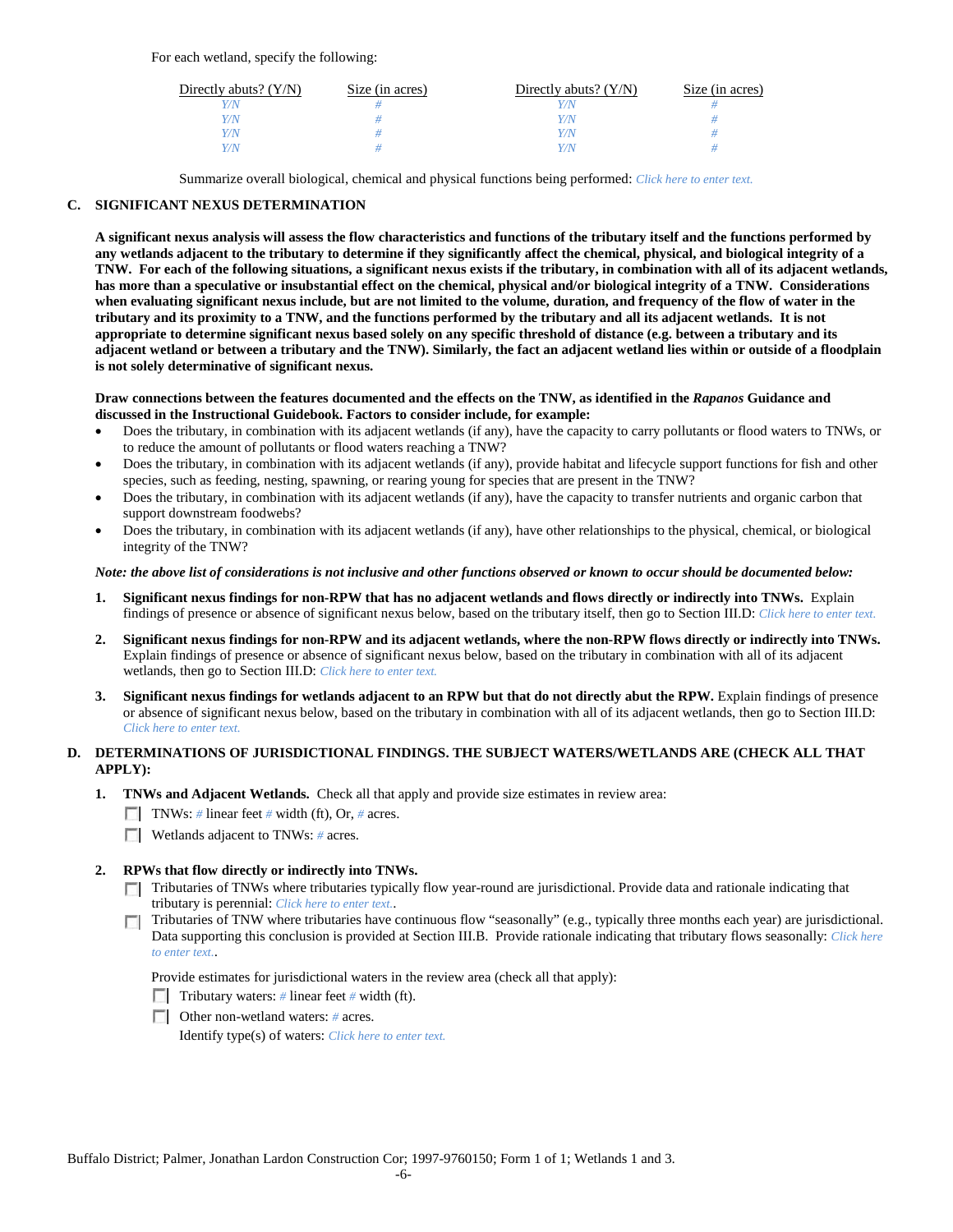For each wetland, specify the following:

| Directly abuts? (Y/N) | Size (in acres) | Directly abuts? (Y/N) | Size (in acres) |
|---|---|---|---|
| *Y/N* | *#* | *Y/N* | *#* |
| *Y/N* | *#* | *Y/N* | *#* |
| *Y/N* | *#* | *Y/N* | *#* |
| *Y/N* | *#* | *Y/N* | *#* |

Summarize overall biological, chemical and physical functions being performed: *Click here to enter text.*

**C. SIGNIFICANT NEXUS DETERMINATION**

**A significant nexus analysis will assess the flow characteristics and functions of the tributary itself and the functions performed by any wetlands adjacent to the tributary to determine if they significantly affect the chemical, physical, and biological integrity of a TNW. For each of the following situations, a significant nexus exists if the tributary, in combination with all of its adjacent wetlands, has more than a speculative or insubstantial effect on the chemical, physical and/or biological integrity of a TNW. Considerations when evaluating significant nexus include, but are not limited to the volume, duration, and frequency of the flow of water in the tributary and its proximity to a TNW, and the functions performed by the tributary and all its adjacent wetlands. It is not appropriate to determine significant nexus based solely on any specific threshold of distance (e.g. between a tributary and its adjacent wetland or between a tributary and the TNW). Similarly, the fact an adjacent wetland lies within or outside of a floodplain is not solely determinative of significant nexus.**

**Draw connections between the features documented and the effects on the TNW, as identified in the *Rapanos* Guidance and discussed in the Instructional Guidebook. Factors to consider include, for example:**

- Does the tributary, in combination with its adjacent wetlands (if any), have the capacity to carry pollutants or flood waters to TNWs, or to reduce the amount of pollutants or flood waters reaching a TNW?
- Does the tributary, in combination with its adjacent wetlands (if any), provide habitat and lifecycle support functions for fish and other species, such as feeding, nesting, spawning, or rearing young for species that are present in the TNW?
- Does the tributary, in combination with its adjacent wetlands (if any), have the capacity to transfer nutrients and organic carbon that support downstream foodwebs?
- Does the tributary, in combination with its adjacent wetlands (if any), have other relationships to the physical, chemical, or biological integrity of the TNW?

***Note: the above list of considerations is not inclusive and other functions observed or known to occur should be documented below:***

1. **Significant nexus findings for non-RPW that has no adjacent wetlands and flows directly or indirectly into TNWs.** Explain findings of presence or absence of significant nexus below, based on the tributary itself, then go to Section III.D: *Click here to enter text.*

2. **Significant nexus findings for non-RPW and its adjacent wetlands, where the non-RPW flows directly or indirectly into TNWs.** Explain findings of presence or absence of significant nexus below, based on the tributary in combination with all of its adjacent wetlands, then go to Section III.D: *Click here to enter text.*

3. **Significant nexus findings for wetlands adjacent to an RPW but that do not directly abut the RPW.** Explain findings of presence or absence of significant nexus below, based on the tributary in combination with all of its adjacent wetlands, then go to Section III.D: *Click here to enter text.*

**D. DETERMINATIONS OF JURISDICTIONAL FINDINGS. THE SUBJECT WATERS/WETLANDS ARE (CHECK ALL THAT APPLY):**

1. **TNWs and Adjacent Wetlands.** Check all that apply and provide size estimates in review area:
   - ☐ TNWs: *#* linear feet *#* width (ft), Or, *#* acres.
   - ☐ Wetlands adjacent to TNWs: *#* acres.

2. **RPWs that flow directly or indirectly into TNWs.**
   - ☐ Tributaries of TNWs where tributaries typically flow year-round are jurisdictional. Provide data and rationale indicating that tributary is perennial: *Click here to enter text.*.
   - ☐ Tributaries of TNW where tributaries have continuous flow "seasonally" (e.g., typically three months each year) are jurisdictional. Data supporting this conclusion is provided at Section III.B. Provide rationale indicating that tributary flows seasonally: *Click here to enter text.*.

   Provide estimates for jurisdictional waters in the review area (check all that apply):
   - ☐ Tributary waters: *#* linear feet *#* width (ft).
   - ☐ Other non-wetland waters: *#* acres.
     Identify type(s) of waters: *Click here to enter text.*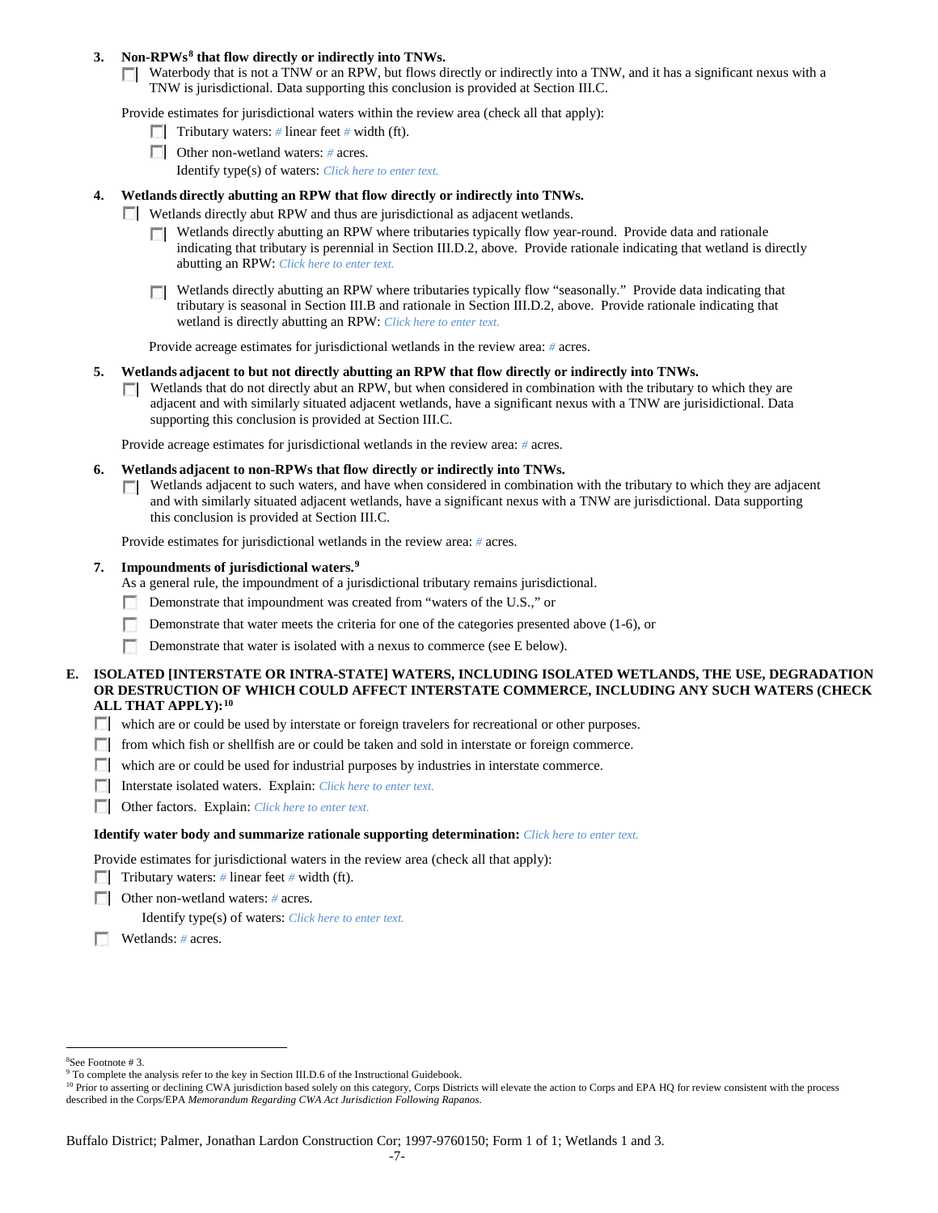3. **Non-RPWs[8] that flow directly or indirectly into TNWs.**

   ☐ Waterbody that is not a TNW or an RPW, but flows directly or indirectly into a TNW, and it has a significant nexus with a TNW is jurisdictional. Data supporting this conclusion is provided at Section III.C.

   Provide estimates for jurisdictional waters within the review area (check all that apply):

   ☐ Tributary waters: *#* linear feet *#* width (ft).

   ☐ Other non-wetland waters: *#* acres.

   Identify type(s) of waters: *Click here to enter text.*

4. **Wetlands directly abutting an RPW that flow directly or indirectly into TNWs.**

   ☐ Wetlands directly abut RPW and thus are jurisdictional as adjacent wetlands.

   ☐ Wetlands directly abutting an RPW where tributaries typically flow year-round. Provide data and rationale indicating that tributary is perennial in Section III.D.2, above. Provide rationale indicating that wetland is directly abutting an RPW: *Click here to enter text.*

   ☐ Wetlands directly abutting an RPW where tributaries typically flow "seasonally." Provide data indicating that tributary is seasonal in Section III.B and rationale in Section III.D.2, above. Provide rationale indicating that wetland is directly abutting an RPW: *Click here to enter text.*

   Provide acreage estimates for jurisdictional wetlands in the review area: *#* acres.

5. **Wetlands adjacent to but not directly abutting an RPW that flow directly or indirectly into TNWs.**

   ☐ Wetlands that do not directly abut an RPW, but when considered in combination with the tributary to which they are adjacent and with similarly situated adjacent wetlands, have a significant nexus with a TNW are jurisidictional. Data supporting this conclusion is provided at Section III.C.

   Provide acreage estimates for jurisdictional wetlands in the review area: *#* acres.

6. **Wetlands adjacent to non-RPWs that flow directly or indirectly into TNWs.**

   ☐ Wetlands adjacent to such waters, and have when considered in combination with the tributary to which they are adjacent and with similarly situated adjacent wetlands, have a significant nexus with a TNW are jurisdictional. Data supporting this conclusion is provided at Section III.C.

   Provide estimates for jurisdictional wetlands in the review area: *#* acres.

7. **Impoundments of jurisdictional waters.[9]**

   As a general rule, the impoundment of a jurisdictional tributary remains jurisdictional.

   ☐ Demonstrate that impoundment was created from "waters of the U.S.," or

   ☐ Demonstrate that water meets the criteria for one of the categories presented above (1-6), or

   ☐ Demonstrate that water is isolated with a nexus to commerce (see E below).

**E. ISOLATED [INTERSTATE OR INTRA-STATE] WATERS, INCLUDING ISOLATED WETLANDS, THE USE, DEGRADATION OR DESTRUCTION OF WHICH COULD AFFECT INTERSTATE COMMERCE, INCLUDING ANY SUCH WATERS (CHECK ALL THAT APPLY):[10]**

☐ which are or could be used by interstate or foreign travelers for recreational or other purposes.

☐ from which fish or shellfish are or could be taken and sold in interstate or foreign commerce.

☐ which are or could be used for industrial purposes by industries in interstate commerce.

☐ Interstate isolated waters. Explain: *Click here to enter text.*

☐ Other factors. Explain: *Click here to enter text.*

**Identify water body and summarize rationale supporting determination:** *Click here to enter text.*

Provide estimates for jurisdictional waters in the review area (check all that apply):

☐ Tributary waters: *#* linear feet *#* width (ft).

☐ Other non-wetland waters: *#* acres.

Identify type(s) of waters: *Click here to enter text.*

☐ Wetlands: *#* acres.

---

[8] See Footnote # 3.

[9] To complete the analysis refer to the key in Section III.D.6 of the Instructional Guidebook.

[10] Prior to asserting or declining CWA jurisdiction based solely on this category, Corps Districts will elevate the action to Corps and EPA HQ for review consistent with the process described in the Corps/EPA *Memorandum Regarding CWA Act Jurisdiction Following Rapanos.*

Buffalo District; Palmer, Jonathan Lardon Construction Cor; 1997-9760150; Form 1 of 1; Wetlands 1 and 3.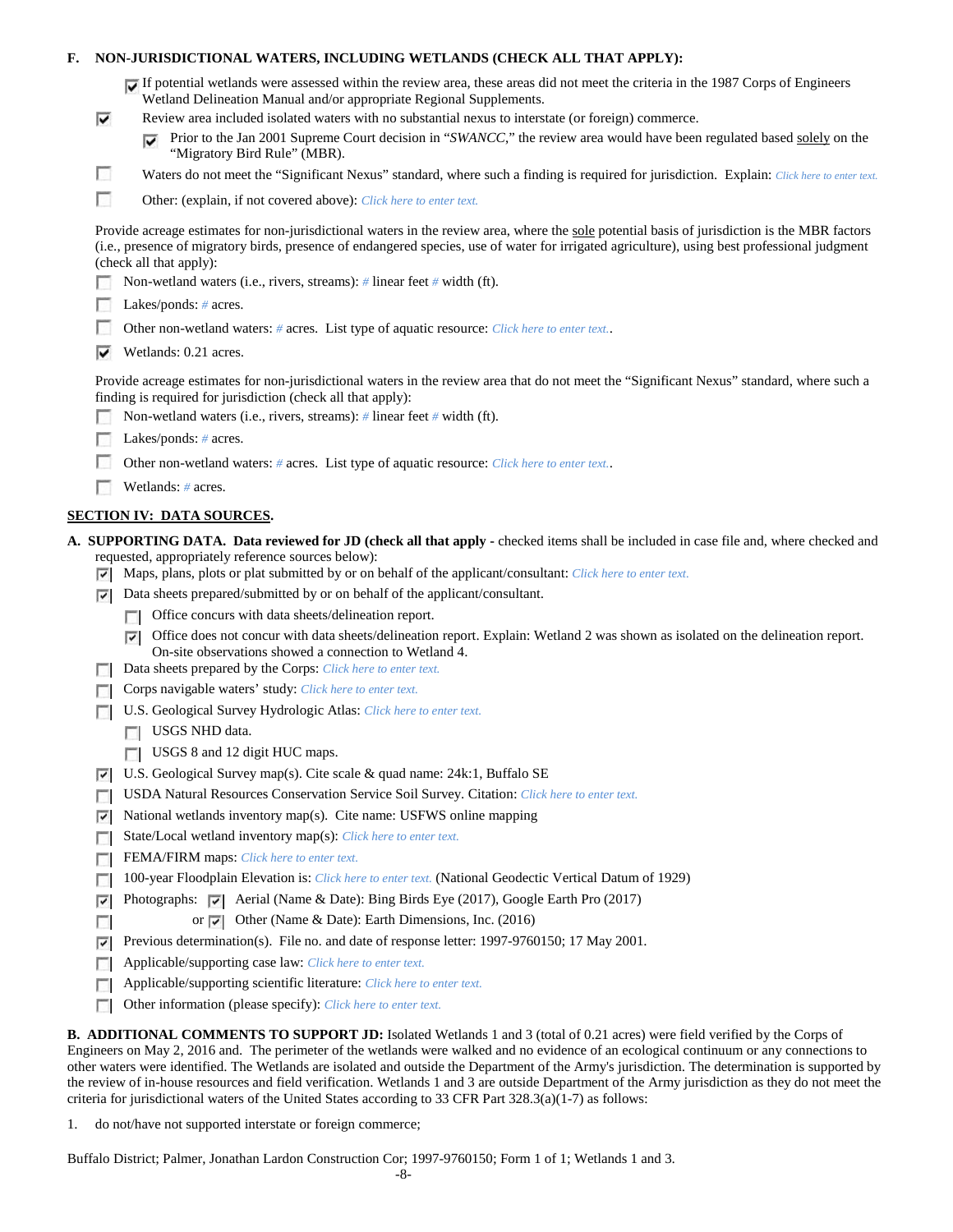**F. NON-JURISDICTIONAL WATERS, INCLUDING WETLANDS (CHECK ALL THAT APPLY):**

- ☑ If potential wetlands were assessed within the review area, these areas did not meet the criteria in the 1987 Corps of Engineers Wetland Delineation Manual and/or appropriate Regional Supplements.
- ☑ Review area included isolated waters with no substantial nexus to interstate (or foreign) commerce.
  - ☑ Prior to the Jan 2001 Supreme Court decision in "*SWANCC*," the review area would have been regulated based solely on the "Migratory Bird Rule" (MBR).
- ☐ Waters do not meet the "Significant Nexus" standard, where such a finding is required for jurisdiction. Explain: *Click here to enter text.*
- ☐ Other: (explain, if not covered above): *Click here to enter text.*

Provide acreage estimates for non-jurisdictional waters in the review area, where the sole potential basis of jurisdiction is the MBR factors (i.e., presence of migratory birds, presence of endangered species, use of water for irrigated agriculture), using best professional judgment (check all that apply):

- ☐ Non-wetland waters (i.e., rivers, streams): # linear feet # width (ft).
- ☐ Lakes/ponds: # acres.
- ☐ Other non-wetland waters: # acres. List type of aquatic resource: *Click here to enter text.*.
- ☑ Wetlands: 0.21 acres.

Provide acreage estimates for non-jurisdictional waters in the review area that do not meet the "Significant Nexus" standard, where such a finding is required for jurisdiction (check all that apply):

- ☐ Non-wetland waters (i.e., rivers, streams): # linear feet # width (ft).
- ☐ Lakes/ponds: # acres.
- ☐ Other non-wetland waters: # acres. List type of aquatic resource: *Click here to enter text.*.
- ☐ Wetlands: # acres.

## SECTION IV: DATA SOURCES.

**A. SUPPORTING DATA. Data reviewed for JD (check all that apply** - checked items shall be included in case file and, where checked and requested, appropriately reference sources below):

- ☑ Maps, plans, plots or plat submitted by or on behalf of the applicant/consultant: *Click here to enter text.*
- ☑ Data sheets prepared/submitted by or on behalf of the applicant/consultant.
  - ☐ Office concurs with data sheets/delineation report.
  - ☑ Office does not concur with data sheets/delineation report. Explain: Wetland 2 was shown as isolated on the delineation report. On-site observations showed a connection to Wetland 4.
- ☐ Data sheets prepared by the Corps: *Click here to enter text.*
- ☐ Corps navigable waters' study: *Click here to enter text.*
- ☐ U.S. Geological Survey Hydrologic Atlas: *Click here to enter text.*
  - ☐ USGS NHD data.
  - ☐ USGS 8 and 12 digit HUC maps.
- ☑ U.S. Geological Survey map(s). Cite scale & quad name: 24k:1, Buffalo SE
- ☐ USDA Natural Resources Conservation Service Soil Survey. Citation: *Click here to enter text.*
- ☑ National wetlands inventory map(s). Cite name: USFWS online mapping
- ☐ State/Local wetland inventory map(s): *Click here to enter text.*
- ☐ FEMA/FIRM maps: *Click here to enter text.*
- ☐ 100-year Floodplain Elevation is: *Click here to enter text.* (National Geodectic Vertical Datum of 1929)
- ☑ Photographs: ☑ Aerial (Name & Date): Bing Birds Eye (2017), Google Earth Pro (2017)
- ☐ or ☑ Other (Name & Date): Earth Dimensions, Inc. (2016)
- ☑ Previous determination(s). File no. and date of response letter: 1997-9760150; 17 May 2001.
- ☐ Applicable/supporting case law: *Click here to enter text.*
- ☐ Applicable/supporting scientific literature: *Click here to enter text.*
- ☐ Other information (please specify): *Click here to enter text.*

**B. ADDITIONAL COMMENTS TO SUPPORT JD:** Isolated Wetlands 1 and 3 (total of 0.21 acres) were field verified by the Corps of Engineers on May 2, 2016 and. The perimeter of the wetlands were walked and no evidence of an ecological continuum or any connections to other waters were identified. The Wetlands are isolated and outside the Department of the Army's jurisdiction. The determination is supported by the review of in-house resources and field verification. Wetlands 1 and 3 are outside Department of the Army jurisdiction as they do not meet the criteria for jurisdictional waters of the United States according to 33 CFR Part 328.3(a)(1-7) as follows:

1. do not/have not supported interstate or foreign commerce;

Buffalo District; Palmer, Jonathan Lardon Construction Cor; 1997-9760150; Form 1 of 1; Wetlands 1 and 3.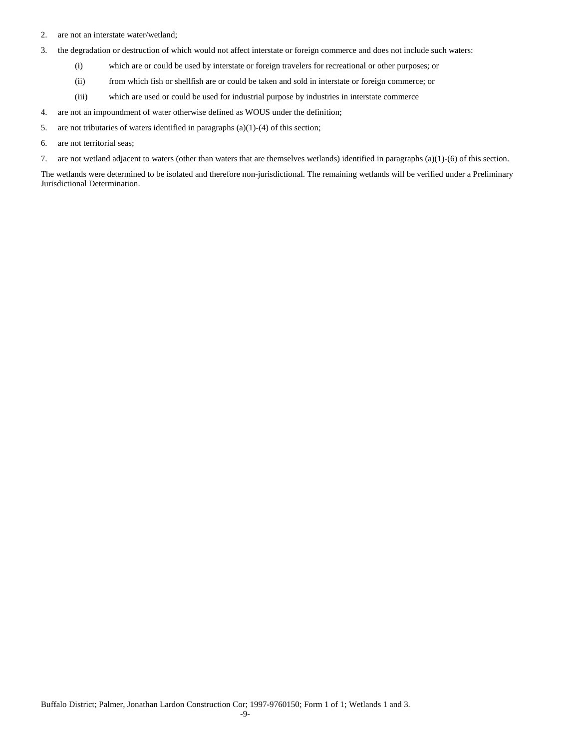2. are not an interstate water/wetland;
3. the degradation or destruction of which would not affect interstate or foreign commerce and does not include such waters:
   - (i) which are or could be used by interstate or foreign travelers for recreational or other purposes; or
   - (ii) from which fish or shellfish are or could be taken and sold in interstate or foreign commerce; or
   - (iii) which are used or could be used for industrial purpose by industries in interstate commerce
4. are not an impoundment of water otherwise defined as WOUS under the definition;
5. are not tributaries of waters identified in paragraphs (a)(1)-(4) of this section;
6. are not territorial seas;
7. are not wetland adjacent to waters (other than waters that are themselves wetlands) identified in paragraphs (a)(1)-(6) of this section.

The wetlands were determined to be isolated and therefore non-jurisdictional. The remaining wetlands will be verified under a Preliminary Jurisdictional Determination.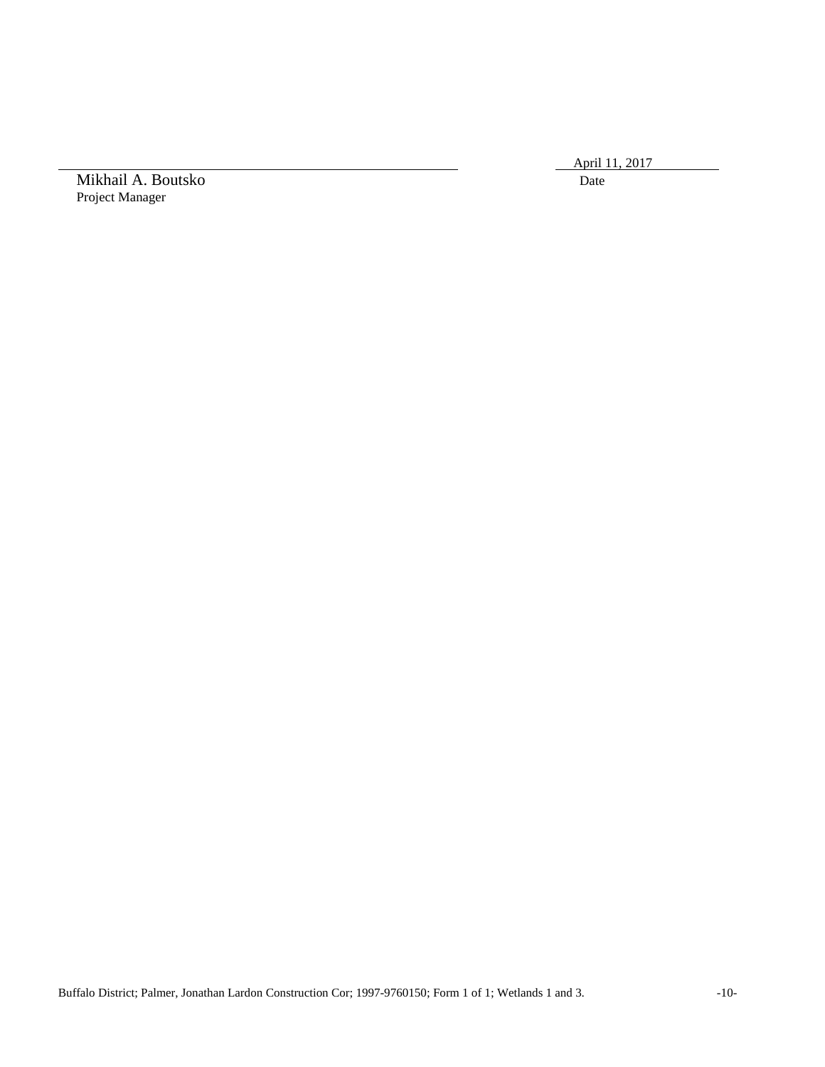Mikhail A. Boutsko  
Project Manager

April 11, 2017  
Date